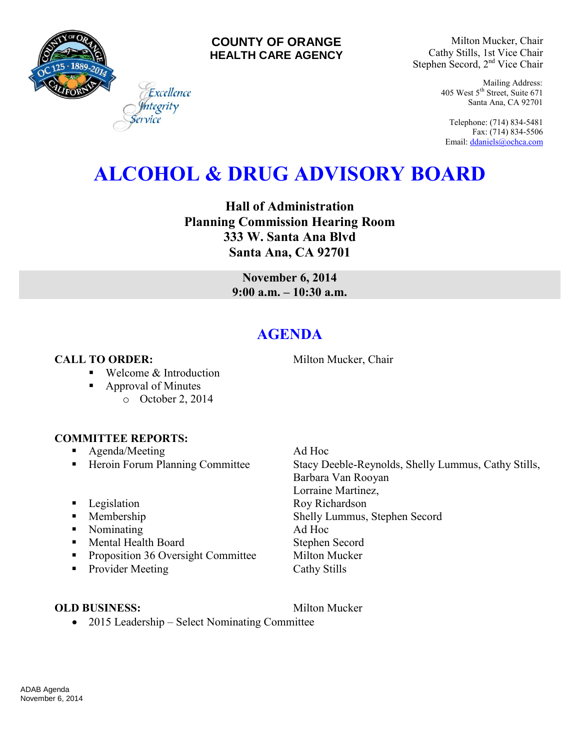**COUNTY OF ORANGE**
**HEALTH CARE AGENCY**

*Excellence*
*Integrity*
*Service*

Milton Mucker, Chair
Cathy Stills, 1st Vice Chair
Stephen Secord, 2nd Vice Chair

Mailing Address:
405 West 5th Street, Suite 671
Santa Ana, CA 92701

Telephone: (714) 834-5481
Fax: (714) 834-5506
Email: ddaniels@ochca.com

# ALCOHOL & DRUG ADVISORY BOARD

**Hall of Administration**
**Planning Commission Hearing Room**
**333 W. Santa Ana Blvd**
**Santa Ana, CA 92701**

**November 6, 2014**
**9:00 a.m. – 10:30 a.m.**

## AGENDA

**CALL TO ORDER:** Milton Mucker, Chair

- Welcome & Introduction
- Approval of Minutes
  - October 2, 2014

**COMMITTEE REPORTS:**

- Agenda/Meeting — Ad Hoc
- Heroin Forum Planning Committee — Stacy Deeble-Reynolds, Shelly Lummus, Cathy Stills, Barbara Van Rooyan, Lorraine Martinez,
- Legislation — Roy Richardson
- Membership — Shelly Lummus, Stephen Secord
- Nominating — Ad Hoc
- Mental Health Board — Stephen Secord
- Proposition 36 Oversight Committee — Milton Mucker
- Provider Meeting — Cathy Stills

**OLD BUSINESS:** Milton Mucker

- 2015 Leadership – Select Nominating Committee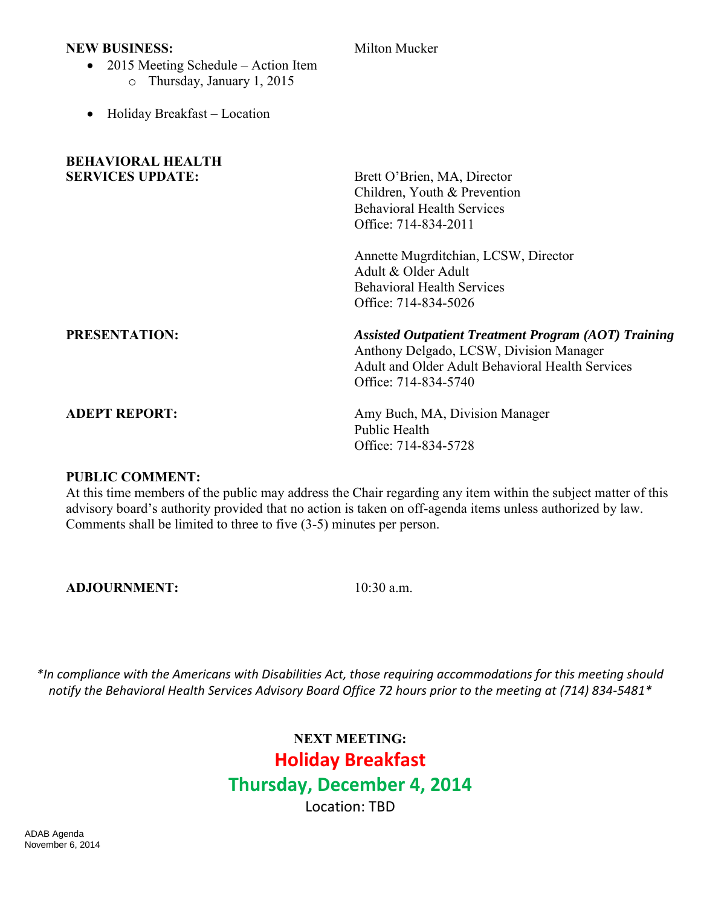**NEW BUSINESS:** Milton Mucker

- 2015 Meeting Schedule – Action Item
  - Thursday, January 1, 2015
- Holiday Breakfast – Location

**BEHAVIORAL HEALTH SERVICES UPDATE:**

Brett O'Brien, MA, Director
Children, Youth & Prevention
Behavioral Health Services
Office: 714-834-2011

Annette Mugrditchian, LCSW, Director
Adult & Older Adult
Behavioral Health Services
Office: 714-834-5026

**PRESENTATION:**

***Assisted Outpatient Treatment Program (AOT) Training***
Anthony Delgado, LCSW, Division Manager
Adult and Older Adult Behavioral Health Services
Office: 714-834-5740

**ADEPT REPORT:**

Amy Buch, MA, Division Manager
Public Health
Office: 714-834-5728

**PUBLIC COMMENT:**
At this time members of the public may address the Chair regarding any item within the subject matter of this advisory board's authority provided that no action is taken on off-agenda items unless authorized by law. Comments shall be limited to three to five (3-5) minutes per person.

**ADJOURNMENT:** 10:30 a.m.

**In compliance with the Americans with Disabilities Act, those requiring accommodations for this meeting should notify the Behavioral Health Services Advisory Board Office 72 hours prior to the meeting at (714) 834-5481**

**NEXT MEETING:**

**Holiday Breakfast**

**Thursday, December 4, 2014**

Location: TBD

ADAB Agenda
November 6, 2014